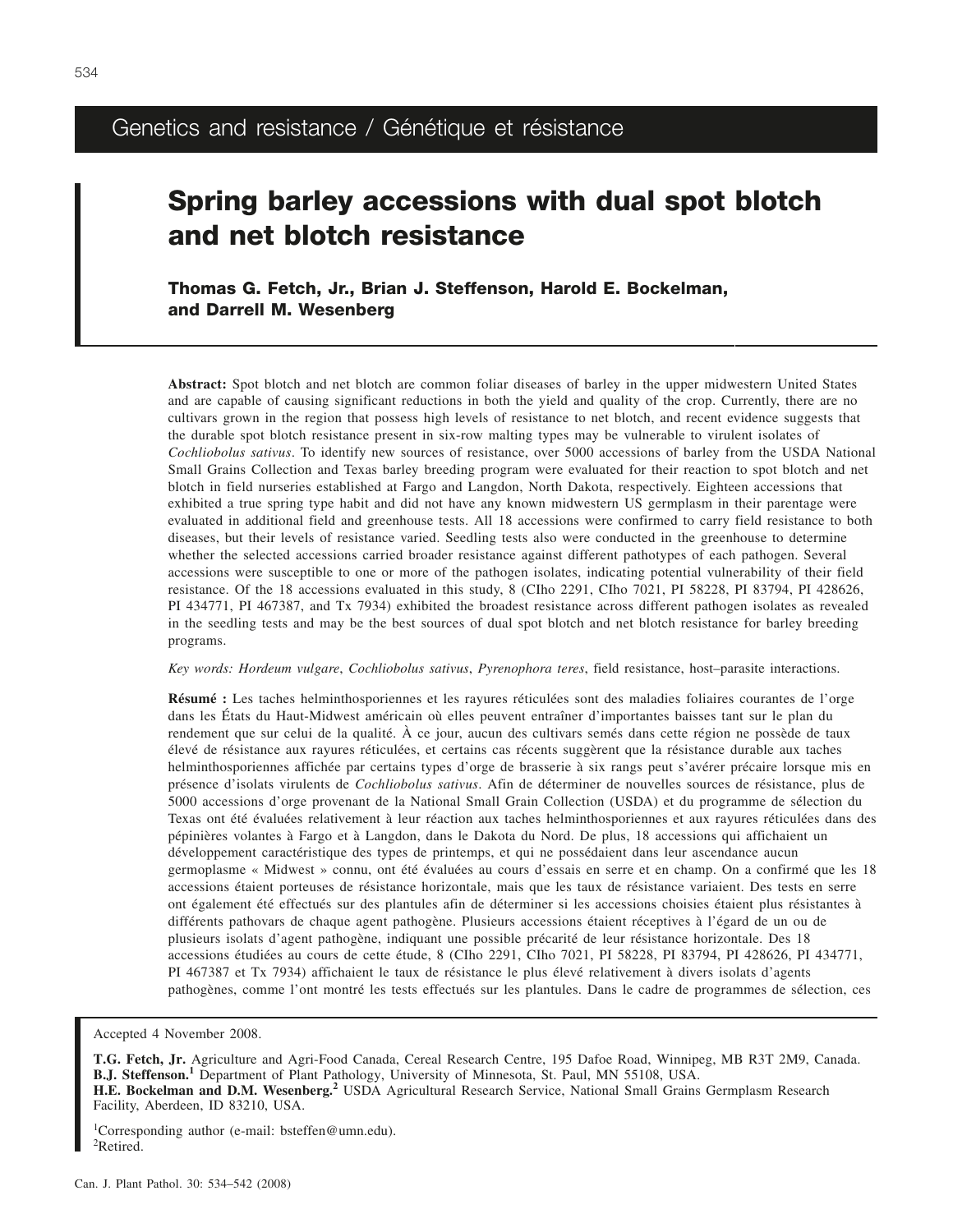Genetics and resistance / Génétique et résistance

# Spring barley accessions with dual spot blotch and net blotch resistance

**Thomas G. Fetch, Jr., Brian J. Steffenson, Harold E. Bockelman, and Darrell M. Wesenberg**

**Abstract:** Spot blotch and net blotch are common foliar diseases of barley in the upper midwestern United States and are capable of causing significant reductions in both the yield and quality of the crop. Currently, there are no cultivars grown in the region that possess high levels of resistance to net blotch, and recent evidence suggests that the durable spot blotch resistance present in six-row malting types may be vulnerable to virulent isolates of *Cochliobolus sativus*. To identify new sources of resistance, over 5000 accessions of barley from the USDA National Small Grains Collection and Texas barley breeding program were evaluated for their reaction to spot blotch and net blotch in field nurseries established at Fargo and Langdon, North Dakota, respectively. Eighteen accessions that exhibited a true spring type habit and did not have any known midwestern US germplasm in their parentage were evaluated in additional field and greenhouse tests. All 18 accessions were confirmed to carry field resistance to both diseases, but their levels of resistance varied. Seedling tests also were conducted in the greenhouse to determine whether the selected accessions carried broader resistance against different pathotypes of each pathogen. Several accessions were susceptible to one or more of the pathogen isolates, indicating potential vulnerability of their field resistance. Of the 18 accessions evaluated in this study, 8 (CIho 2291, CIho 7021, PI 58228, PI 83794, PI 428626, PI 434771, PI 467387, and Tx 7934) exhibited the broadest resistance across different pathogen isolates as revealed in the seedling tests and may be the best sources of dual spot blotch and net blotch resistance for barley breeding programs.

*Key words: Hordeum vulgare*, *Cochliobolus sativus*, *Pyrenophora teres*, field resistance, host–parasite interactions.

**Résumé :** Les taches helminthosporiennes et les rayures réticulées sont des maladies foliaires courantes de l'orge dans les États du Haut-Midwest américain où elles peuvent entraîner d'importantes baisses tant sur le plan du rendement que sur celui de la qualité. À ce jour, aucun des cultivars semés dans cette région ne possède de taux élevé de résistance aux rayures réticulées, et certains cas récents suggèrent que la résistance durable aux taches helminthosporiennes affichée par certains types d'orge de brasserie à six rangs peut s'avérer précaire lorsque mis en présence d'isolats virulents de *Cochliobolus sativus*. Afin de déterminer de nouvelles sources de résistance, plus de 5000 accessions d'orge provenant de la National Small Grain Collection (USDA) et du programme de sélection du Texas ont été évaluées relativement à leur réaction aux taches helminthosporiennes et aux rayures réticulées dans des pépinières volantes à Fargo et à Langdon, dans le Dakota du Nord. De plus, 18 accessions qui affichaient un développement caractéristique des types de printemps, et qui ne possédaient dans leur ascendance aucun germoplasme « Midwest » connu, ont été évaluées au cours d'essais en serre et en champ. On a confirmé que les 18 accessions étaient porteuses de résistance horizontale, mais que les taux de résistance variaient. Des tests en serre ont également été effectués sur des plantules afin de déterminer si les accessions choisies étaient plus résistantes à différents pathovars de chaque agent pathogène. Plusieurs accessions étaient réceptives à l'égard de un ou de plusieurs isolats d'agent pathogène, indiquant une possible précarité de leur résistance horizontale. Des 18 accessions étudiées au cours de cette étude, 8 (CIho 2291, CIho 7021, PI 58228, PI 83794, PI 428626, PI 434771, PI 467387 et Tx 7934) affichaient le taux de résistance le plus élevé relativement à divers isolats d'agents pathogènes, comme l'ont montré les tests effectués sur les plantules. Dans le cadre de programmes de sélection, ces

Accepted 4 November 2008.

**T.G. Fetch, Jr.** Agriculture and Agri-Food Canada, Cereal Research Centre, 195 Dafoe Road, Winnipeg, MB R3T 2M9, Canada.
**B.J. Steffenson.**[1] Department of Plant Pathology, University of Minnesota, St. Paul, MN 55108, USA.
**H.E. Bockelman and D.M. Wesenberg.**[2] USDA Agricultural Research Service, National Small Grains Germplasm Research Facility, Aberdeen, ID 83210, USA.

[1]Corresponding author (e-mail: bsteffen@umn.edu).
[2]Retired.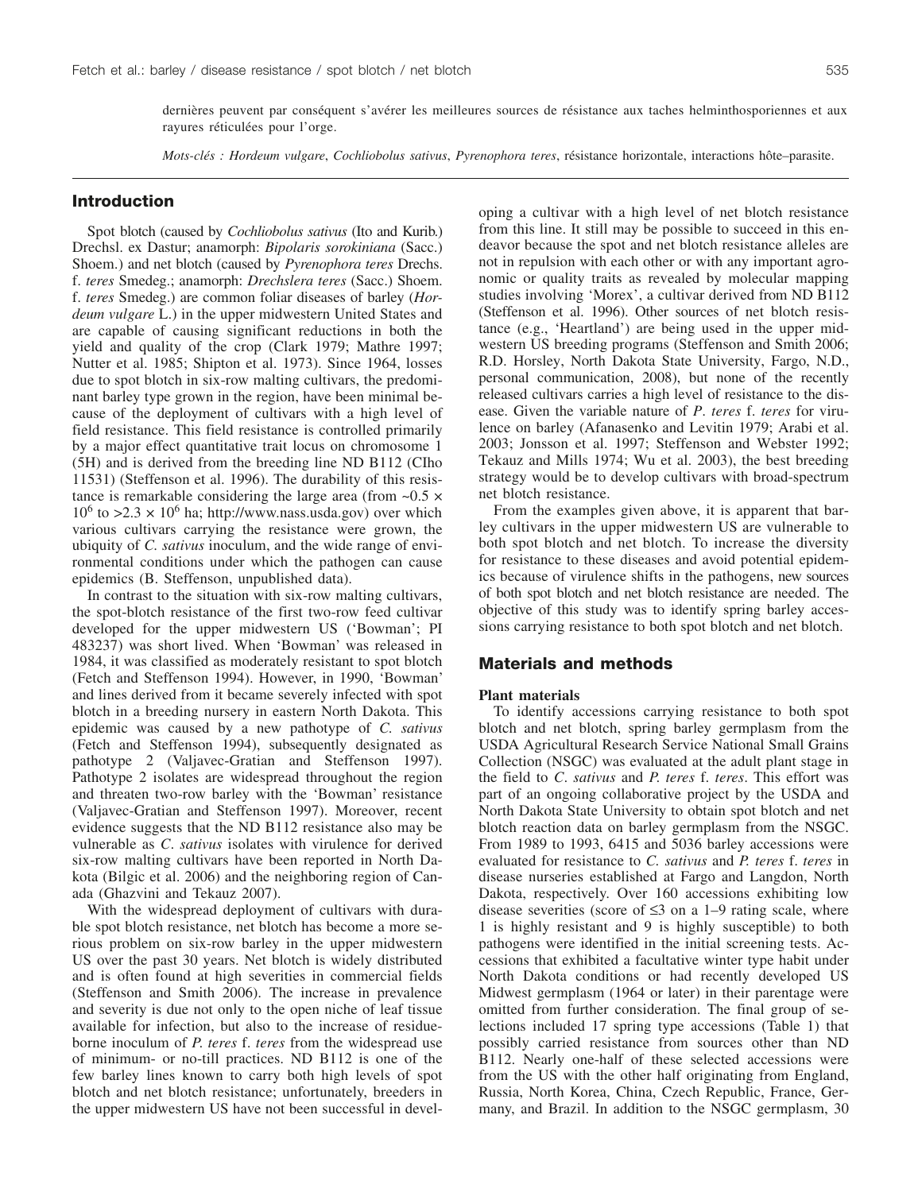dernières peuvent par conséquent s'avérer les meilleures sources de résistance aux taches helminthosporiennes et aux rayures réticulées pour l'orge.

*Mots-clés : Hordeum vulgare*, *Cochliobolus sativus*, *Pyrenophora teres*, résistance horizontale, interactions hôte–parasite.

## Introduction

Spot blotch (caused by *Cochliobolus sativus* (Ito and Kurib.) Drechsl. ex Dastur; anamorph: *Bipolaris sorokiniana* (Sacc.) Shoem.) and net blotch (caused by *Pyrenophora teres* Drechs. f. *teres* Smedeg.; anamorph: *Drechslera teres* (Sacc.) Shoem. f. *teres* Smedeg.) are common foliar diseases of barley (*Hordeum vulgare* L.) in the upper midwestern United States and are capable of causing significant reductions in both the yield and quality of the crop (Clark 1979; Mathre 1997; Nutter et al. 1985; Shipton et al. 1973). Since 1964, losses due to spot blotch in six-row malting cultivars, the predominant barley type grown in the region, have been minimal because of the deployment of cultivars with a high level of field resistance. This field resistance is controlled primarily by a major effect quantitative trait locus on chromosome 1 (5H) and is derived from the breeding line ND B112 (CIho 11531) (Steffenson et al. 1996). The durability of this resistance is remarkable considering the large area (from ~$0.5 \times 10^6$ to $>2.3 \times 10^6$ ha; http://www.nass.usda.gov) over which various cultivars carrying the resistance were grown, the ubiquity of *C. sativus* inoculum, and the wide range of environmental conditions under which the pathogen can cause epidemics (B. Steffenson, unpublished data).

In contrast to the situation with six-row malting cultivars, the spot-blotch resistance of the first two-row feed cultivar developed for the upper midwestern US ('Bowman'; PI 483237) was short lived. When 'Bowman' was released in 1984, it was classified as moderately resistant to spot blotch (Fetch and Steffenson 1994). However, in 1990, 'Bowman' and lines derived from it became severely infected with spot blotch in a breeding nursery in eastern North Dakota. This epidemic was caused by a new pathotype of *C. sativus* (Fetch and Steffenson 1994), subsequently designated as pathotype 2 (Valjavec-Gratian and Steffenson 1997). Pathotype 2 isolates are widespread throughout the region and threaten two-row barley with the 'Bowman' resistance (Valjavec-Gratian and Steffenson 1997). Moreover, recent evidence suggests that the ND B112 resistance also may be vulnerable as *C. sativus* isolates with virulence for derived six-row malting cultivars have been reported in North Dakota (Bilgic et al. 2006) and the neighboring region of Canada (Ghazvini and Tekauz 2007).

With the widespread deployment of cultivars with durable spot blotch resistance, net blotch has become a more serious problem on six-row barley in the upper midwestern US over the past 30 years. Net blotch is widely distributed and is often found at high severities in commercial fields (Steffenson and Smith 2006). The increase in prevalence and severity is due not only to the open niche of leaf tissue available for infection, but also to the increase of residue-borne inoculum of *P. teres* f. *teres* from the widespread use of minimum- or no-till practices. ND B112 is one of the few barley lines known to carry both high levels of spot blotch and net blotch resistance; unfortunately, breeders in the upper midwestern US have not been successful in developing a cultivar with a high level of net blotch resistance from this line. It still may be possible to succeed in this endeavor because the spot and net blotch resistance alleles are not in repulsion with each other or with any important agronomic or quality traits as revealed by molecular mapping studies involving 'Morex', a cultivar derived from ND B112 (Steffenson et al. 1996). Other sources of net blotch resistance (e.g., 'Heartland') are being used in the upper midwestern US breeding programs (Steffenson and Smith 2006; R.D. Horsley, North Dakota State University, Fargo, N.D., personal communication, 2008), but none of the recently released cultivars carries a high level of resistance to the disease. Given the variable nature of *P. teres* f. *teres* for virulence on barley (Afanasenko and Levitin 1979; Arabi et al. 2003; Jonsson et al. 1997; Steffenson and Webster 1992; Tekauz and Mills 1974; Wu et al. 2003), the best breeding strategy would be to develop cultivars with broad-spectrum net blotch resistance.

From the examples given above, it is apparent that barley cultivars in the upper midwestern US are vulnerable to both spot blotch and net blotch. To increase the diversity for resistance to these diseases and avoid potential epidemics because of virulence shifts in the pathogens, new sources of both spot blotch and net blotch resistance are needed. The objective of this study was to identify spring barley accessions carrying resistance to both spot blotch and net blotch.

## Materials and methods

### Plant materials

To identify accessions carrying resistance to both spot blotch and net blotch, spring barley germplasm from the USDA Agricultural Research Service National Small Grains Collection (NSGC) was evaluated at the adult plant stage in the field to *C. sativus* and *P. teres* f. *teres*. This effort was part of an ongoing collaborative project by the USDA and North Dakota State University to obtain spot blotch and net blotch reaction data on barley germplasm from the NSGC. From 1989 to 1993, 6415 and 5036 barley accessions were evaluated for resistance to *C. sativus* and *P. teres* f. *teres* in disease nurseries established at Fargo and Langdon, North Dakota, respectively. Over 160 accessions exhibiting low disease severities (score of ≤3 on a 1–9 rating scale, where 1 is highly resistant and 9 is highly susceptible) to both pathogens were identified in the initial screening tests. Accessions that exhibited a facultative winter type habit under North Dakota conditions or had recently developed US Midwest germplasm (1964 or later) in their parentage were omitted from further consideration. The final group of selections included 17 spring type accessions (Table 1) that possibly carried resistance from sources other than ND B112. Nearly one-half of these selected accessions were from the US with the other half originating from England, Russia, North Korea, China, Czech Republic, France, Germany, and Brazil. In addition to the NSGC germplasm, 30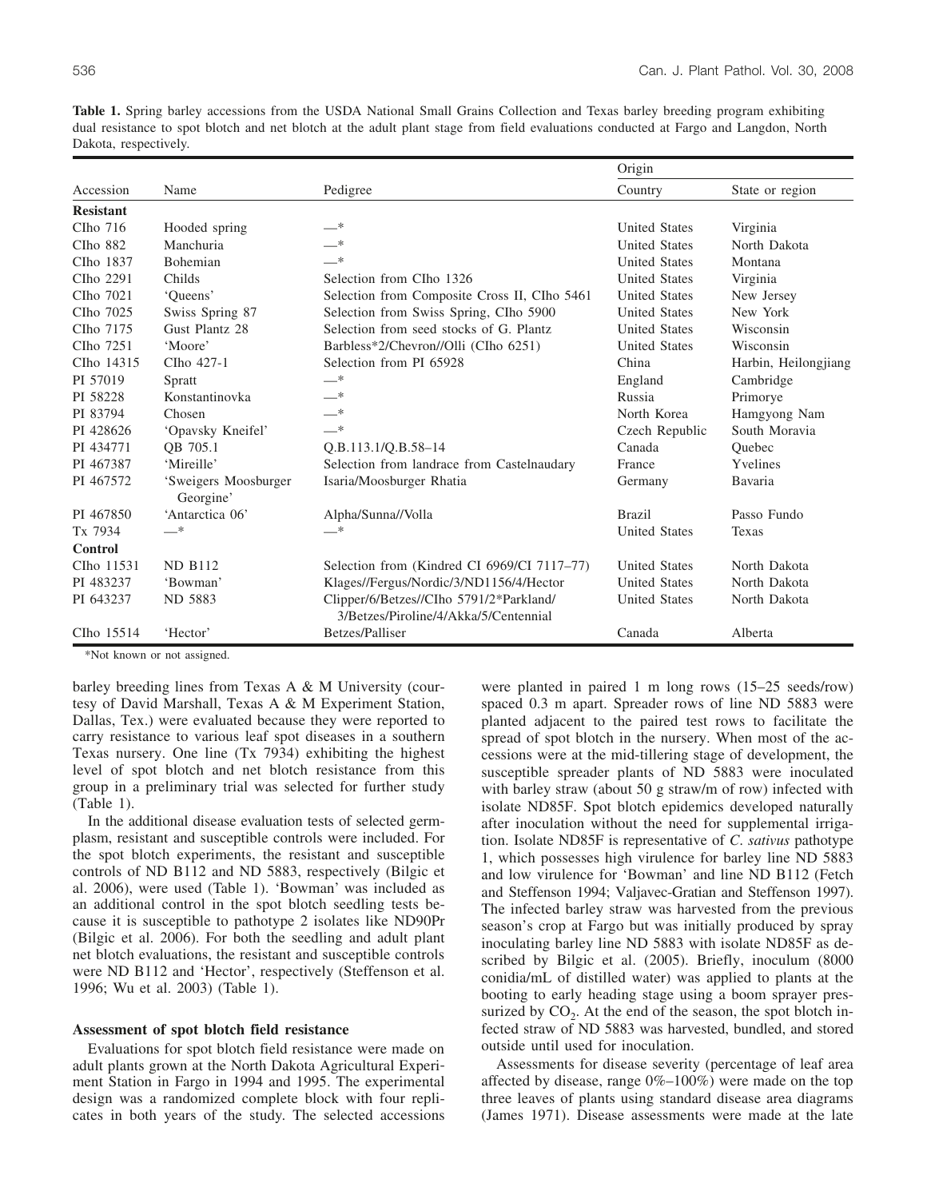**Table 1.** Spring barley accessions from the USDA National Small Grains Collection and Texas barley breeding program exhibiting dual resistance to spot blotch and net blotch at the adult plant stage from field evaluations conducted at Fargo and Langdon, North Dakota, respectively.

| Accession | Name | Pedigree | Origin | |
|---|---|---|---|---|
| | | | Country | State or region |
| **Resistant** | | | | |
| CIho 716 | Hooded spring | —* | United States | Virginia |
| CIho 882 | Manchuria | —* | United States | North Dakota |
| CIho 1837 | Bohemian | —* | United States | Montana |
| CIho 2291 | Childs | Selection from CIho 1326 | United States | Virginia |
| CIho 7021 | 'Queens' | Selection from Composite Cross II, CIho 5461 | United States | New Jersey |
| CIho 7025 | Swiss Spring 87 | Selection from Swiss Spring, CIho 5900 | United States | New York |
| CIho 7175 | Gust Plantz 28 | Selection from seed stocks of G. Plantz | United States | Wisconsin |
| CIho 7251 | 'Moore' | Barbless*2/Chevron//Olli (CIho 6251) | United States | Wisconsin |
| CIho 14315 | CIho 427-1 | Selection from PI 65928 | China | Harbin, Heilongjiang |
| PI 57019 | Spratt | —* | England | Cambridge |
| PI 58228 | Konstantinovka | —* | Russia | Primorye |
| PI 83794 | Chosen | —* | North Korea | Hamgyong Nam |
| PI 428626 | 'Opavsky Kneifel' | —* | Czech Republic | South Moravia |
| PI 434771 | QB 705.1 | Q.B.113.1/Q.B.58–14 | Canada | Quebec |
| PI 467387 | 'Mireille' | Selection from landrace from Castelnaudary | France | Yvelines |
| PI 467572 | 'Sweigers Moosburger Georgine' | Isaria/Moosburger Rhatia | Germany | Bavaria |
| PI 467850 | 'Antarctica 06' | Alpha/Sunna//Volla | Brazil | Passo Fundo |
| Tx 7934 | —* | —* | United States | Texas |
| **Control** | | | | |
| CIho 11531 | ND B112 | Selection from (Kindred CI 6969/CI 7117–77) | United States | North Dakota |
| PI 483237 | 'Bowman' | Klages//Fergus/Nordic/3/ND1156/4/Hector | United States | North Dakota |
| PI 643237 | ND 5883 | Clipper/6/Betzes//CIho 5791/2*Parkland/3/Betzes/Piroline/4/Akka/5/Centennial | United States | North Dakota |
| CIho 15514 | 'Hector' | Betzes/Palliser | Canada | Alberta |

*Not known or not assigned.

barley breeding lines from Texas A & M University (courtesy of David Marshall, Texas A & M Experiment Station, Dallas, Tex.) were evaluated because they were reported to carry resistance to various leaf spot diseases in a southern Texas nursery. One line (Tx 7934) exhibiting the highest level of spot blotch and net blotch resistance from this group in a preliminary trial was selected for further study (Table 1).

In the additional disease evaluation tests of selected germplasm, resistant and susceptible controls were included. For the spot blotch experiments, the resistant and susceptible controls of ND B112 and ND 5883, respectively (Bilgic et al. 2006), were used (Table 1). 'Bowman' was included as an additional control in the spot blotch seedling tests because it is susceptible to pathotype 2 isolates like ND90Pr (Bilgic et al. 2006). For both the seedling and adult plant net blotch evaluations, the resistant and susceptible controls were ND B112 and 'Hector', respectively (Steffenson et al. 1996; Wu et al. 2003) (Table 1).

### Assessment of spot blotch field resistance

Evaluations for spot blotch field resistance were made on adult plants grown at the North Dakota Agricultural Experiment Station in Fargo in 1994 and 1995. The experimental design was a randomized complete block with four replicates in both years of the study. The selected accessions were planted in paired 1 m long rows (15–25 seeds/row) spaced 0.3 m apart. Spreader rows of line ND 5883 were planted adjacent to the paired test rows to facilitate the spread of spot blotch in the nursery. When most of the accessions were at the mid-tillering stage of development, the susceptible spreader plants of ND 5883 were inoculated with barley straw (about 50 g straw/m of row) infected with isolate ND85F. Spot blotch epidemics developed naturally after inoculation without the need for supplemental irrigation. Isolate ND85F is representative of *C. sativus* pathotype 1, which possesses high virulence for barley line ND 5883 and low virulence for 'Bowman' and line ND B112 (Fetch and Steffenson 1994; Valjavec-Gratian and Steffenson 1997). The infected barley straw was harvested from the previous season's crop at Fargo but was initially produced by spray inoculating barley line ND 5883 with isolate ND85F as described by Bilgic et al. (2005). Briefly, inoculum (8000 conidia/mL of distilled water) was applied to plants at the booting to early heading stage using a boom sprayer pressurized by $CO_2$. At the end of the season, the spot blotch infected straw of ND 5883 was harvested, bundled, and stored outside until used for inoculation.

Assessments for disease severity (percentage of leaf area affected by disease, range 0%–100%) were made on the top three leaves of plants using standard disease area diagrams (James 1971). Disease assessments were made at the late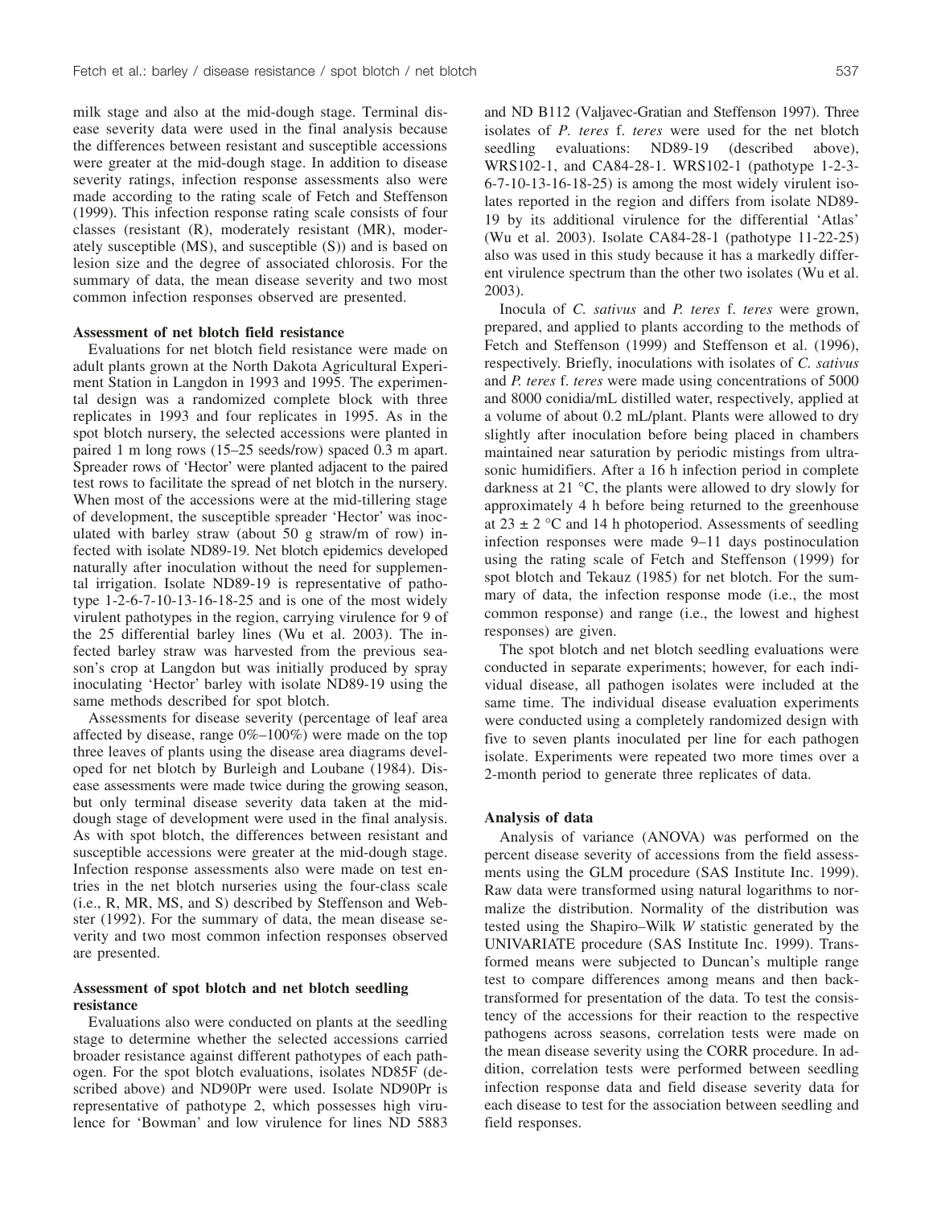milk stage and also at the mid-dough stage. Terminal disease severity data were used in the final analysis because the differences between resistant and susceptible accessions were greater at the mid-dough stage. In addition to disease severity ratings, infection response assessments also were made according to the rating scale of Fetch and Steffenson (1999). This infection response rating scale consists of four classes (resistant (R), moderately resistant (MR), moderately susceptible (MS), and susceptible (S)) and is based on lesion size and the degree of associated chlorosis. For the summary of data, the mean disease severity and two most common infection responses observed are presented.

### Assessment of net blotch field resistance

Evaluations for net blotch field resistance were made on adult plants grown at the North Dakota Agricultural Experiment Station in Langdon in 1993 and 1995. The experimental design was a randomized complete block with three replicates in 1993 and four replicates in 1995. As in the spot blotch nursery, the selected accessions were planted in paired 1 m long rows (15–25 seeds/row) spaced 0.3 m apart. Spreader rows of 'Hector' were planted adjacent to the paired test rows to facilitate the spread of net blotch in the nursery. When most of the accessions were at the mid-tillering stage of development, the susceptible spreader 'Hector' was inoculated with barley straw (about 50 g straw/m of row) infected with isolate ND89-19. Net blotch epidemics developed naturally after inoculation without the need for supplemental irrigation. Isolate ND89-19 is representative of pathotype 1-2-6-7-10-13-16-18-25 and is one of the most widely virulent pathotypes in the region, carrying virulence for 9 of the 25 differential barley lines (Wu et al. 2003). The infected barley straw was harvested from the previous season's crop at Langdon but was initially produced by spray inoculating 'Hector' barley with isolate ND89-19 using the same methods described for spot blotch.

Assessments for disease severity (percentage of leaf area affected by disease, range 0%–100%) were made on the top three leaves of plants using the disease area diagrams developed for net blotch by Burleigh and Loubane (1984). Disease assessments were made twice during the growing season, but only terminal disease severity data taken at the mid-dough stage of development were used in the final analysis. As with spot blotch, the differences between resistant and susceptible accessions were greater at the mid-dough stage. Infection response assessments also were made on test entries in the net blotch nurseries using the four-class scale (i.e., R, MR, MS, and S) described by Steffenson and Webster (1992). For the summary of data, the mean disease severity and two most common infection responses observed are presented.

### Assessment of spot blotch and net blotch seedling resistance

Evaluations also were conducted on plants at the seedling stage to determine whether the selected accessions carried broader resistance against different pathotypes of each pathogen. For the spot blotch evaluations, isolates ND85F (described above) and ND90Pr were used. Isolate ND90Pr is representative of pathotype 2, which possesses high virulence for 'Bowman' and low virulence for lines ND 5883 and ND B112 (Valjavec-Gratian and Steffenson 1997). Three isolates of *P. teres* f. *teres* were used for the net blotch seedling evaluations: ND89-19 (described above), WRS102-1, and CA84-28-1. WRS102-1 (pathotype 1-2-3-6-7-10-13-16-18-25) is among the most widely virulent isolates reported in the region and differs from isolate ND89-19 by its additional virulence for the differential 'Atlas' (Wu et al. 2003). Isolate CA84-28-1 (pathotype 11-22-25) also was used in this study because it has a markedly different virulence spectrum than the other two isolates (Wu et al. 2003).

Inocula of *C. sativus* and *P. teres* f. *teres* were grown, prepared, and applied to plants according to the methods of Fetch and Steffenson (1999) and Steffenson et al. (1996), respectively. Briefly, inoculations with isolates of *C. sativus* and *P. teres* f. *teres* were made using concentrations of 5000 and 8000 conidia/mL distilled water, respectively, applied at a volume of about 0.2 mL/plant. Plants were allowed to dry slightly after inoculation before being placed in chambers maintained near saturation by periodic mistings from ultrasonic humidifiers. After a 16 h infection period in complete darkness at 21 °C, the plants were allowed to dry slowly for approximately 4 h before being returned to the greenhouse at 23 ± 2 °C and 14 h photoperiod. Assessments of seedling infection responses were made 9–11 days postinoculation using the rating scale of Fetch and Steffenson (1999) for spot blotch and Tekauz (1985) for net blotch. For the summary of data, the infection response mode (i.e., the most common response) and range (i.e., the lowest and highest responses) are given.

The spot blotch and net blotch seedling evaluations were conducted in separate experiments; however, for each individual disease, all pathogen isolates were included at the same time. The individual disease evaluation experiments were conducted using a completely randomized design with five to seven plants inoculated per line for each pathogen isolate. Experiments were repeated two more times over a 2-month period to generate three replicates of data.

### Analysis of data

Analysis of variance (ANOVA) was performed on the percent disease severity of accessions from the field assessments using the GLM procedure (SAS Institute Inc. 1999). Raw data were transformed using natural logarithms to normalize the distribution. Normality of the distribution was tested using the Shapiro–Wilk *W* statistic generated by the UNIVARIATE procedure (SAS Institute Inc. 1999). Transformed means were subjected to Duncan's multiple range test to compare differences among means and then back-transformed for presentation of the data. To test the consistency of the accessions for their reaction to the respective pathogens across seasons, correlation tests were made on the mean disease severity using the CORR procedure. In addition, correlation tests were performed between seedling infection response data and field disease severity data for each disease to test for the association between seedling and field responses.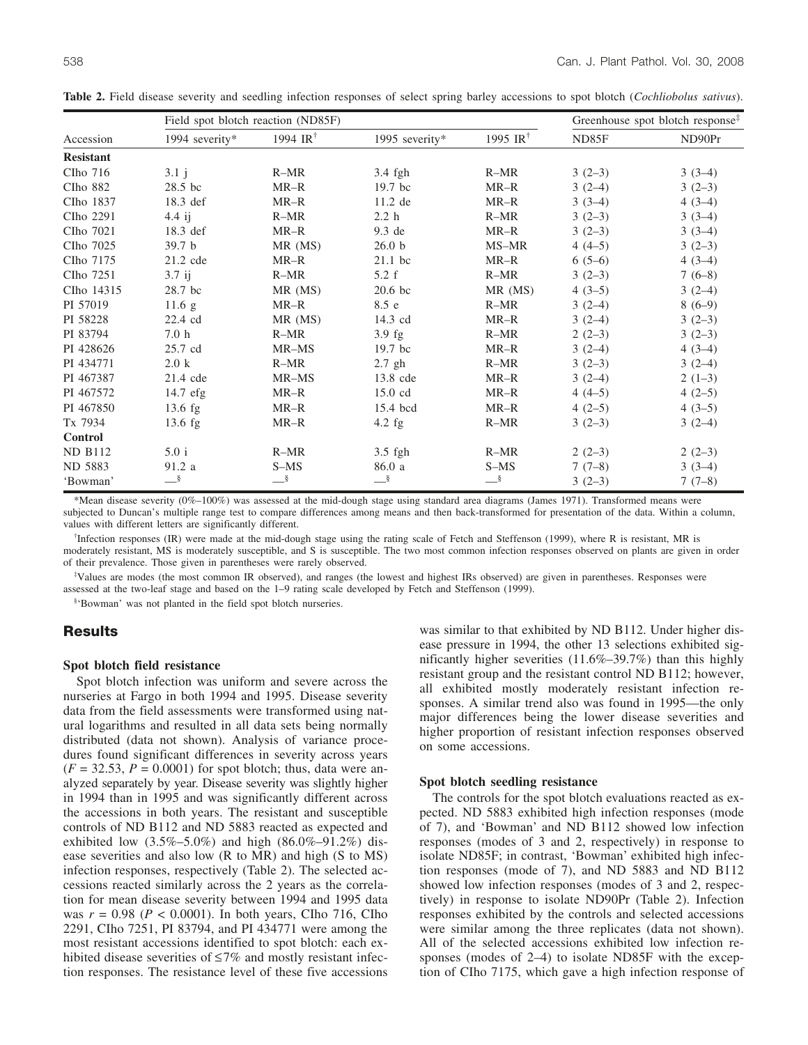**Table 2.** Field disease severity and seedling infection responses of select spring barley accessions to spot blotch (*Cochliobolus sativus*).

| Accession | Field spot blotch reaction (ND85F) | | | | Greenhouse spot blotch response‡ | |
|---|---|---|---|---|---|---|
| | 1994 severity* | 1994 IR† | 1995 severity* | 1995 IR† | ND85F | ND90Pr |
| **Resistant** | | | | | | |
| CIho 716 | 3.1 j | R–MR | 3.4 fgh | R–MR | 3 (2–3) | 3 (3–4) |
| CIho 882 | 28.5 bc | MR–R | 19.7 bc | MR–R | 3 (2–4) | 3 (2–3) |
| CIho 1837 | 18.3 def | MR–R | 11.2 de | MR–R | 3 (3–4) | 4 (3–4) |
| CIho 2291 | 4.4 ij | R–MR | 2.2 h | R–MR | 3 (2–3) | 3 (3–4) |
| CIho 7021 | 18.3 def | MR–R | 9.3 de | MR–R | 3 (2–3) | 3 (3–4) |
| CIho 7025 | 39.7 b | MR (MS) | 26.0 b | MS–MR | 4 (4–5) | 3 (2–3) |
| CIho 7175 | 21.2 cde | MR–R | 21.1 bc | MR–R | 6 (5–6) | 4 (3–4) |
| CIho 7251 | 3.7 ij | R–MR | 5.2 f | R–MR | 3 (2–3) | 7 (6–8) |
| CIho 14315 | 28.7 bc | MR (MS) | 20.6 bc | MR (MS) | 4 (3–5) | 3 (2–4) |
| PI 57019 | 11.6 g | MR–R | 8.5 e | R–MR | 3 (2–4) | 8 (6–9) |
| PI 58228 | 22.4 cd | MR (MS) | 14.3 cd | MR–R | 3 (2–4) | 3 (2–3) |
| PI 83794 | 7.0 h | R–MR | 3.9 fg | R–MR | 2 (2–3) | 3 (2–3) |
| PI 428626 | 25.7 cd | MR–MS | 19.7 bc | MR–R | 3 (2–4) | 4 (3–4) |
| PI 434771 | 2.0 k | R–MR | 2.7 gh | R–MR | 3 (2–3) | 3 (2–4) |
| PI 467387 | 21.4 cde | MR–MS | 13.8 cde | MR–R | 3 (2–4) | 2 (1–3) |
| PI 467572 | 14.7 efg | MR–R | 15.0 cd | MR–R | 4 (4–5) | 4 (2–5) |
| PI 467850 | 13.6 fg | MR–R | 15.4 bcd | MR–R | 4 (2–5) | 4 (3–5) |
| Tx 7934 | 13.6 fg | MR–R | 4.2 fg | R–MR | 3 (2–3) | 3 (2–4) |
| **Control** | | | | | | |
| ND B112 | 5.0 i | R–MR | 3.5 fgh | R–MR | 2 (2–3) | 2 (2–3) |
| ND 5883 | 91.2 a | S–MS | 86.0 a | S–MS | 7 (7–8) | 3 (3–4) |
| 'Bowman' | —§ | —§ | —§ | —§ | 3 (2–3) | 7 (7–8) |

*Mean disease severity (0%–100%) was assessed at the mid-dough stage using standard area diagrams (James 1971). Transformed means were subjected to Duncan's multiple range test to compare differences among means and then back-transformed for presentation of the data. Within a column, values with different letters are significantly different.

†Infection responses (IR) were made at the mid-dough stage using the rating scale of Fetch and Steffenson (1999), where R is resistant, MR is moderately resistant, MS is moderately susceptible, and S is susceptible. The two most common infection responses observed on plants are given in order of their prevalence. Those given in parentheses were rarely observed.

‡Values are modes (the most common IR observed), and ranges (the lowest and highest IRs observed) are given in parentheses. Responses were assessed at the two-leaf stage and based on the 1–9 rating scale developed by Fetch and Steffenson (1999).

§'Bowman' was not planted in the field spot blotch nurseries.

## Results

### Spot blotch field resistance

Spot blotch infection was uniform and severe across the nurseries at Fargo in both 1994 and 1995. Disease severity data from the field assessments were transformed using natural logarithms and resulted in all data sets being normally distributed (data not shown). Analysis of variance procedures found significant differences in severity across years ($F = 32.53$, $P = 0.0001$) for spot blotch; thus, data were analyzed separately by year. Disease severity was slightly higher in 1994 than in 1995 and was significantly different across the accessions in both years. The resistant and susceptible controls of ND B112 and ND 5883 reacted as expected and exhibited low (3.5%–5.0%) and high (86.0%–91.2%) disease severities and also low (R to MR) and high (S to MS) infection responses, respectively (Table 2). The selected accessions reacted similarly across the 2 years as the correlation for mean disease severity between 1994 and 1995 data was $r = 0.98$ ($P < 0.0001$). In both years, CIho 716, CIho 2291, CIho 7251, PI 83794, and PI 434771 were among the most resistant accessions identified to spot blotch: each exhibited disease severities of ≤7% and mostly resistant infection responses. The resistance level of these five accessions was similar to that exhibited by ND B112. Under higher disease pressure in 1994, the other 13 selections exhibited significantly higher severities (11.6%–39.7%) than this highly resistant group and the resistant control ND B112; however, all exhibited mostly moderately resistant infection responses. A similar trend also was found in 1995—the only major differences being the lower disease severities and higher proportion of resistant infection responses observed on some accessions.

### Spot blotch seedling resistance

The controls for the spot blotch evaluations reacted as expected. ND 5883 exhibited high infection responses (mode of 7), and 'Bowman' and ND B112 showed low infection responses (modes of 3 and 2, respectively) in response to isolate ND85F; in contrast, 'Bowman' exhibited high infection responses (mode of 7), and ND 5883 and ND B112 showed low infection responses (modes of 3 and 2, respectively) in response to isolate ND90Pr (Table 2). Infection responses exhibited by the controls and selected accessions were similar among the three replicates (data not shown). All of the selected accessions exhibited low infection responses (modes of 2–4) to isolate ND85F with the exception of CIho 7175, which gave a high infection response of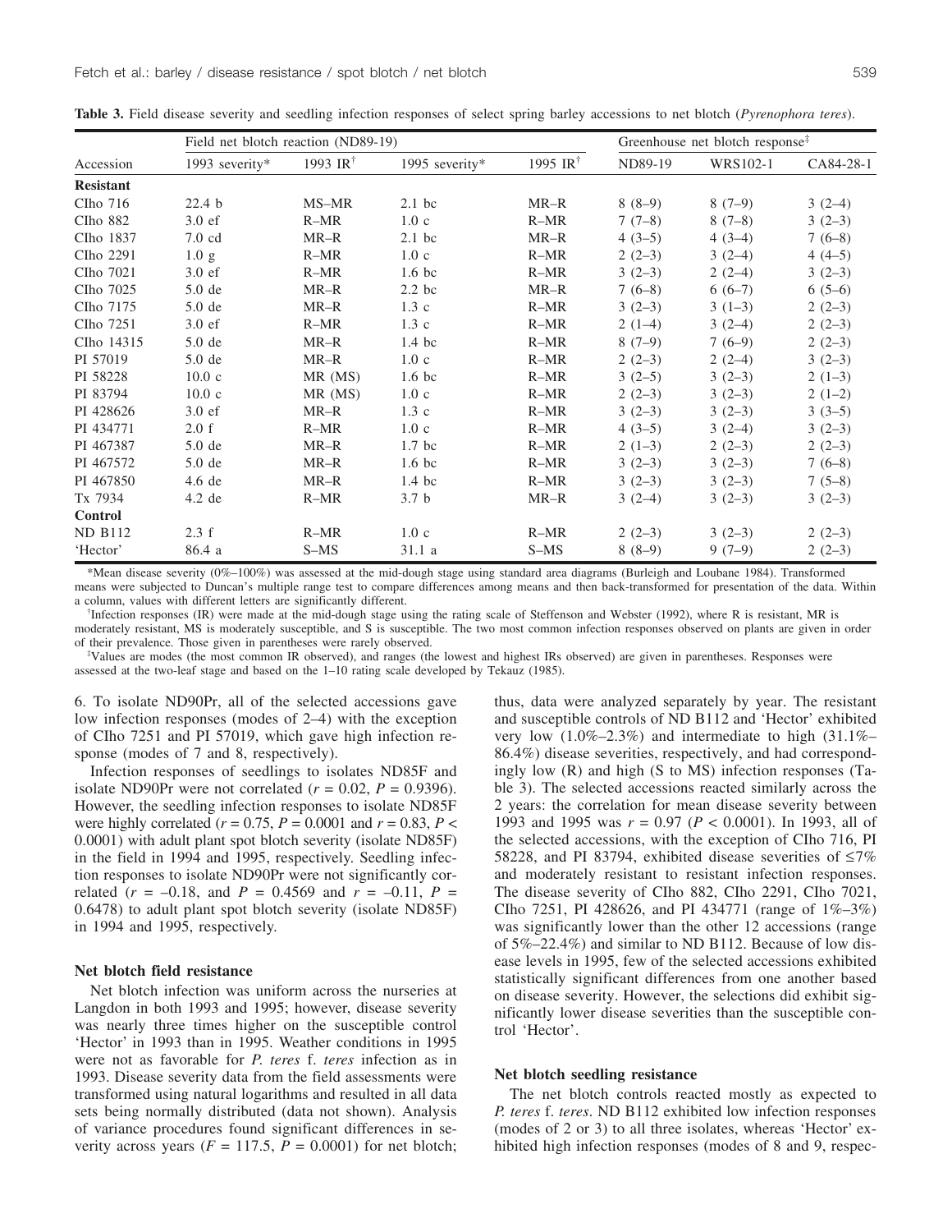**Table 3.** Field disease severity and seedling infection responses of select spring barley accessions to net blotch (*Pyrenophora teres*).

| Accession | Field net blotch reaction (ND89-19) | | | | Greenhouse net blotch response[‡] | | |
|---|---|---|---|---|---|---|---|
| | 1993 severity* | 1993 IR[†] | 1995 severity* | 1995 IR[†] | ND89-19 | WRS102-1 | CA84-28-1 |
| **Resistant** | | | | | | | |
| CIho 716 | 22.4 b | MS–MR | 2.1 bc | MR–R | 8 (8–9) | 8 (7–9) | 3 (2–4) |
| CIho 882 | 3.0 ef | R–MR | 1.0 c | R–MR | 7 (7–8) | 8 (7–8) | 3 (2–3) |
| CIho 1837 | 7.0 cd | MR–R | 2.1 bc | MR–R | 4 (3–5) | 4 (3–4) | 7 (6–8) |
| CIho 2291 | 1.0 g | R–MR | 1.0 c | R–MR | 2 (2–3) | 3 (2–4) | 4 (4–5) |
| CIho 7021 | 3.0 ef | R–MR | 1.6 bc | R–MR | 3 (2–3) | 2 (2–4) | 3 (2–3) |
| CIho 7025 | 5.0 de | MR–R | 2.2 bc | MR–R | 7 (6–8) | 6 (6–7) | 6 (5–6) |
| CIho 7175 | 5.0 de | MR–R | 1.3 c | R–MR | 3 (2–3) | 3 (1–3) | 2 (2–3) |
| CIho 7251 | 3.0 ef | R–MR | 1.3 c | R–MR | 2 (1–4) | 3 (2–4) | 2 (2–3) |
| CIho 14315 | 5.0 de | MR–R | 1.4 bc | R–MR | 8 (7–9) | 7 (6–9) | 2 (2–3) |
| PI 57019 | 5.0 de | MR–R | 1.0 c | R–MR | 2 (2–3) | 2 (2–4) | 3 (2–3) |
| PI 58228 | 10.0 c | MR (MS) | 1.6 bc | R–MR | 3 (2–5) | 3 (2–3) | 2 (1–3) |
| PI 83794 | 10.0 c | MR (MS) | 1.0 c | R–MR | 2 (2–3) | 3 (2–3) | 2 (1–2) |
| PI 428626 | 3.0 ef | MR–R | 1.3 c | R–MR | 3 (2–3) | 3 (2–3) | 3 (3–5) |
| PI 434771 | 2.0 f | R–MR | 1.0 c | R–MR | 4 (3–5) | 3 (2–4) | 3 (2–3) |
| PI 467387 | 5.0 de | MR–R | 1.7 bc | R–MR | 2 (1–3) | 2 (2–3) | 2 (2–3) |
| PI 467572 | 5.0 de | MR–R | 1.6 bc | R–MR | 3 (2–3) | 3 (2–3) | 7 (6–8) |
| PI 467850 | 4.6 de | MR–R | 1.4 bc | R–MR | 3 (2–3) | 3 (2–3) | 7 (5–8) |
| Tx 7934 | 4.2 de | R–MR | 3.7 b | MR–R | 3 (2–4) | 3 (2–3) | 3 (2–3) |
| **Control** | | | | | | | |
| ND B112 | 2.3 f | R–MR | 1.0 c | R–MR | 2 (2–3) | 3 (2–3) | 2 (2–3) |
| 'Hector' | 86.4 a | S–MS | 31.1 a | S–MS | 8 (8–9) | 9 (7–9) | 2 (2–3) |

*Mean disease severity (0%–100%) was assessed at the mid-dough stage using standard area diagrams (Burleigh and Loubane 1984). Transformed means were subjected to Duncan's multiple range test to compare differences among means and then back-transformed for presentation of the data. Within a column, values with different letters are significantly different.

[†]Infection responses (IR) were made at the mid-dough stage using the rating scale of Steffenson and Webster (1992), where R is resistant, MR is moderately resistant, MS is moderately susceptible, and S is susceptible. The two most common infection responses observed on plants are given in order of their prevalence. Those given in parentheses were rarely observed.

[‡]Values are modes (the most common IR observed), and ranges (the lowest and highest IRs observed) are given in parentheses. Responses were assessed at the two-leaf stage and based on the 1–10 rating scale developed by Tekauz (1985).

6. To isolate ND90Pr, all of the selected accessions gave low infection responses (modes of 2–4) with the exception of CIho 7251 and PI 57019, which gave high infection response (modes of 7 and 8, respectively).

Infection responses of seedlings to isolates ND85F and isolate ND90Pr were not correlated ($r = 0.02$, $P = 0.9396$). However, the seedling infection responses to isolate ND85F were highly correlated ($r = 0.75$, $P = 0.0001$ and $r = 0.83$, $P < 0.0001$) with adult plant spot blotch severity (isolate ND85F) in the field in 1994 and 1995, respectively. Seedling infection responses to isolate ND90Pr were not significantly correlated ($r = -0.18$, and $P = 0.4569$ and $r = -0.11$, $P = 0.6478$) to adult plant spot blotch severity (isolate ND85F) in 1994 and 1995, respectively.

### Net blotch field resistance

Net blotch infection was uniform across the nurseries at Langdon in both 1993 and 1995; however, disease severity was nearly three times higher on the susceptible control 'Hector' in 1993 than in 1995. Weather conditions in 1995 were not as favorable for *P. teres* f. *teres* infection as in 1993. Disease severity data from the field assessments were transformed using natural logarithms and resulted in all data sets being normally distributed (data not shown). Analysis of variance procedures found significant differences in severity across years ($F = 117.5$, $P = 0.0001$) for net blotch; thus, data were analyzed separately by year. The resistant and susceptible controls of ND B112 and 'Hector' exhibited very low (1.0%–2.3%) and intermediate to high (31.1%–86.4%) disease severities, respectively, and had correspondingly low (R) and high (S to MS) infection responses (Table 3). The selected accessions reacted similarly across the 2 years: the correlation for mean disease severity between 1993 and 1995 was $r = 0.97$ ($P < 0.0001$). In 1993, all of the selected accessions, with the exception of CIho 716, PI 58228, and PI 83794, exhibited disease severities of ≤7% and moderately resistant to resistant infection responses. The disease severity of CIho 882, CIho 2291, CIho 7021, CIho 7251, PI 428626, and PI 434771 (range of 1%–3%) was significantly lower than the other 12 accessions (range of 5%–22.4%) and similar to ND B112. Because of low disease levels in 1995, few of the selected accessions exhibited statistically significant differences from one another based on disease severity. However, the selections did exhibit significantly lower disease severities than the susceptible control 'Hector'.

### Net blotch seedling resistance

The net blotch controls reacted mostly as expected to *P. teres* f. *teres*. ND B112 exhibited low infection responses (modes of 2 or 3) to all three isolates, whereas 'Hector' exhibited high infection responses (modes of 8 and 9, respec-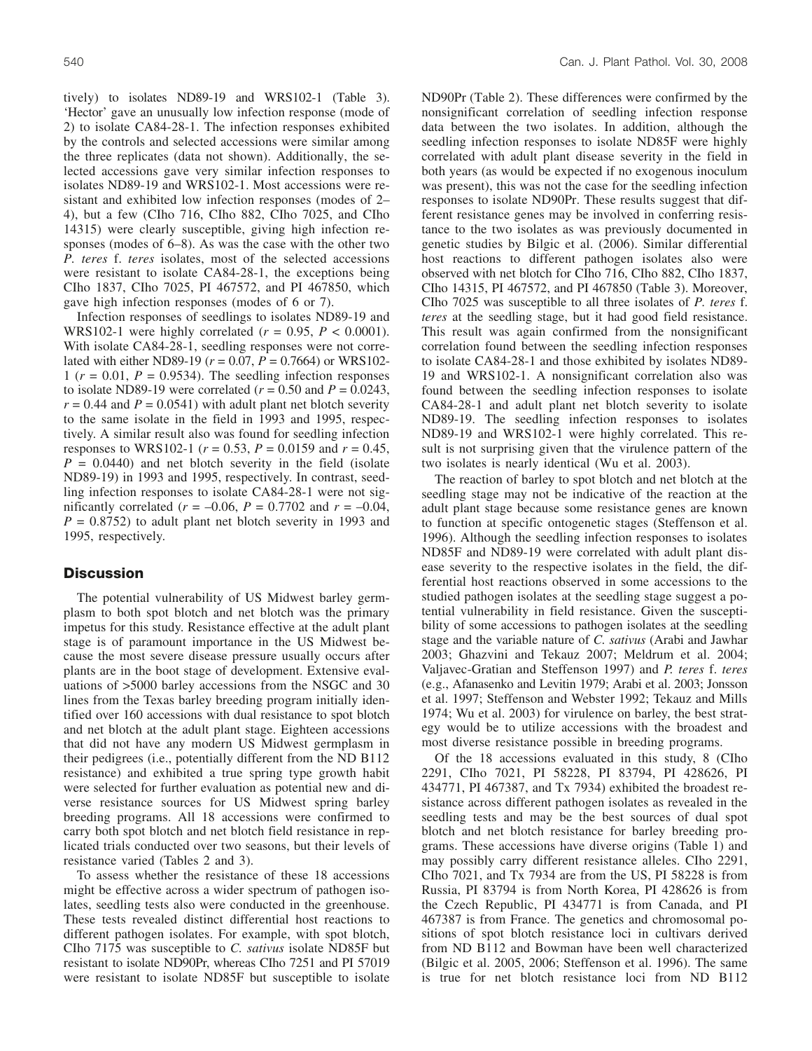tively) to isolates ND89-19 and WRS102-1 (Table 3). 'Hector' gave an unusually low infection response (mode of 2) to isolate CA84-28-1. The infection responses exhibited by the controls and selected accessions were similar among the three replicates (data not shown). Additionally, the selected accessions gave very similar infection responses to isolates ND89-19 and WRS102-1. Most accessions were resistant and exhibited low infection responses (modes of 2–4), but a few (CIho 716, CIho 882, CIho 7025, and CIho 14315) were clearly susceptible, giving high infection responses (modes of 6–8). As was the case with the other two *P. teres* f. *teres* isolates, most of the selected accessions were resistant to isolate CA84-28-1, the exceptions being CIho 1837, CIho 7025, PI 467572, and PI 467850, which gave high infection responses (modes of 6 or 7).

Infection responses of seedlings to isolates ND89-19 and WRS102-1 were highly correlated ($r = 0.95$, $P < 0.0001$). With isolate CA84-28-1, seedling responses were not correlated with either ND89-19 ($r = 0.07$, $P = 0.7664$) or WRS102-1 ($r = 0.01$, $P = 0.9534$). The seedling infection responses to isolate ND89-19 were correlated ($r = 0.50$ and $P = 0.0243$, $r = 0.44$ and $P = 0.0541$) with adult plant net blotch severity to the same isolate in the field in 1993 and 1995, respectively. A similar result also was found for seedling infection responses to WRS102-1 ($r = 0.53$, $P = 0.0159$ and $r = 0.45$, $P = 0.0440$) and net blotch severity in the field (isolate ND89-19) in 1993 and 1995, respectively. In contrast, seedling infection responses to isolate CA84-28-1 were not significantly correlated ($r = -0.06$, $P = 0.7702$ and $r = -0.04$, $P = 0.8752$) to adult plant net blotch severity in 1993 and 1995, respectively.

## Discussion

The potential vulnerability of US Midwest barley germplasm to both spot blotch and net blotch was the primary impetus for this study. Resistance effective at the adult plant stage is of paramount importance in the US Midwest because the most severe disease pressure usually occurs after plants are in the boot stage of development. Extensive evaluations of >5000 barley accessions from the NSGC and 30 lines from the Texas barley breeding program initially identified over 160 accessions with dual resistance to spot blotch and net blotch at the adult plant stage. Eighteen accessions that did not have any modern US Midwest germplasm in their pedigrees (i.e., potentially different from the ND B112 resistance) and exhibited a true spring type growth habit were selected for further evaluation as potential new and diverse resistance sources for US Midwest spring barley breeding programs. All 18 accessions were confirmed to carry both spot blotch and net blotch field resistance in replicated trials conducted over two seasons, but their levels of resistance varied (Tables 2 and 3).

To assess whether the resistance of these 18 accessions might be effective across a wider spectrum of pathogen isolates, seedling tests also were conducted in the greenhouse. These tests revealed distinct differential host reactions to different pathogen isolates. For example, with spot blotch, CIho 7175 was susceptible to *C. sativus* isolate ND85F but resistant to isolate ND90Pr, whereas CIho 7251 and PI 57019 were resistant to isolate ND85F but susceptible to isolate ND90Pr (Table 2). These differences were confirmed by the nonsignificant correlation of seedling infection response data between the two isolates. In addition, although the seedling infection responses to isolate ND85F were highly correlated with adult plant disease severity in the field in both years (as would be expected if no exogenous inoculum was present), this was not the case for the seedling infection responses to isolate ND90Pr. These results suggest that different resistance genes may be involved in conferring resistance to the two isolates as was previously documented in genetic studies by Bilgic et al. (2006). Similar differential host reactions to different pathogen isolates also were observed with net blotch for CIho 716, CIho 882, CIho 1837, CIho 14315, PI 467572, and PI 467850 (Table 3). Moreover, CIho 7025 was susceptible to all three isolates of *P. teres* f. *teres* at the seedling stage, but it had good field resistance. This result was again confirmed from the nonsignificant correlation found between the seedling infection responses to isolate CA84-28-1 and those exhibited by isolates ND89-19 and WRS102-1. A nonsignificant correlation also was found between the seedling infection responses to isolate CA84-28-1 and adult plant net blotch severity to isolate ND89-19. The seedling infection responses to isolates ND89-19 and WRS102-1 were highly correlated. This result is not surprising given that the virulence pattern of the two isolates is nearly identical (Wu et al. 2003).

The reaction of barley to spot blotch and net blotch at the seedling stage may not be indicative of the reaction at the adult plant stage because some resistance genes are known to function at specific ontogenetic stages (Steffenson et al. 1996). Although the seedling infection responses to isolates ND85F and ND89-19 were correlated with adult plant disease severity to the respective isolates in the field, the differential host reactions observed in some accessions to the studied pathogen isolates at the seedling stage suggest a potential vulnerability in field resistance. Given the susceptibility of some accessions to pathogen isolates at the seedling stage and the variable nature of *C. sativus* (Arabi and Jawhar 2003; Ghazvini and Tekauz 2007; Meldrum et al. 2004; Valjavec-Gratian and Steffenson 1997) and *P. teres* f. *teres* (e.g., Afanasenko and Levitin 1979; Arabi et al. 2003; Jonsson et al. 1997; Steffenson and Webster 1992; Tekauz and Mills 1974; Wu et al. 2003) for virulence on barley, the best strategy would be to utilize accessions with the broadest and most diverse resistance possible in breeding programs.

Of the 18 accessions evaluated in this study, 8 (CIho 2291, CIho 7021, PI 58228, PI 83794, PI 428626, PI 434771, PI 467387, and Tx 7934) exhibited the broadest resistance across different pathogen isolates as revealed in the seedling tests and may be the best sources of dual spot blotch and net blotch resistance for barley breeding programs. These accessions have diverse origins (Table 1) and may possibly carry different resistance alleles. CIho 2291, CIho 7021, and Tx 7934 are from the US, PI 58228 is from Russia, PI 83794 is from North Korea, PI 428626 is from the Czech Republic, PI 434771 is from Canada, and PI 467387 is from France. The genetics and chromosomal positions of spot blotch resistance loci in cultivars derived from ND B112 and Bowman have been well characterized (Bilgic et al. 2005, 2006; Steffenson et al. 1996). The same is true for net blotch resistance loci from ND B112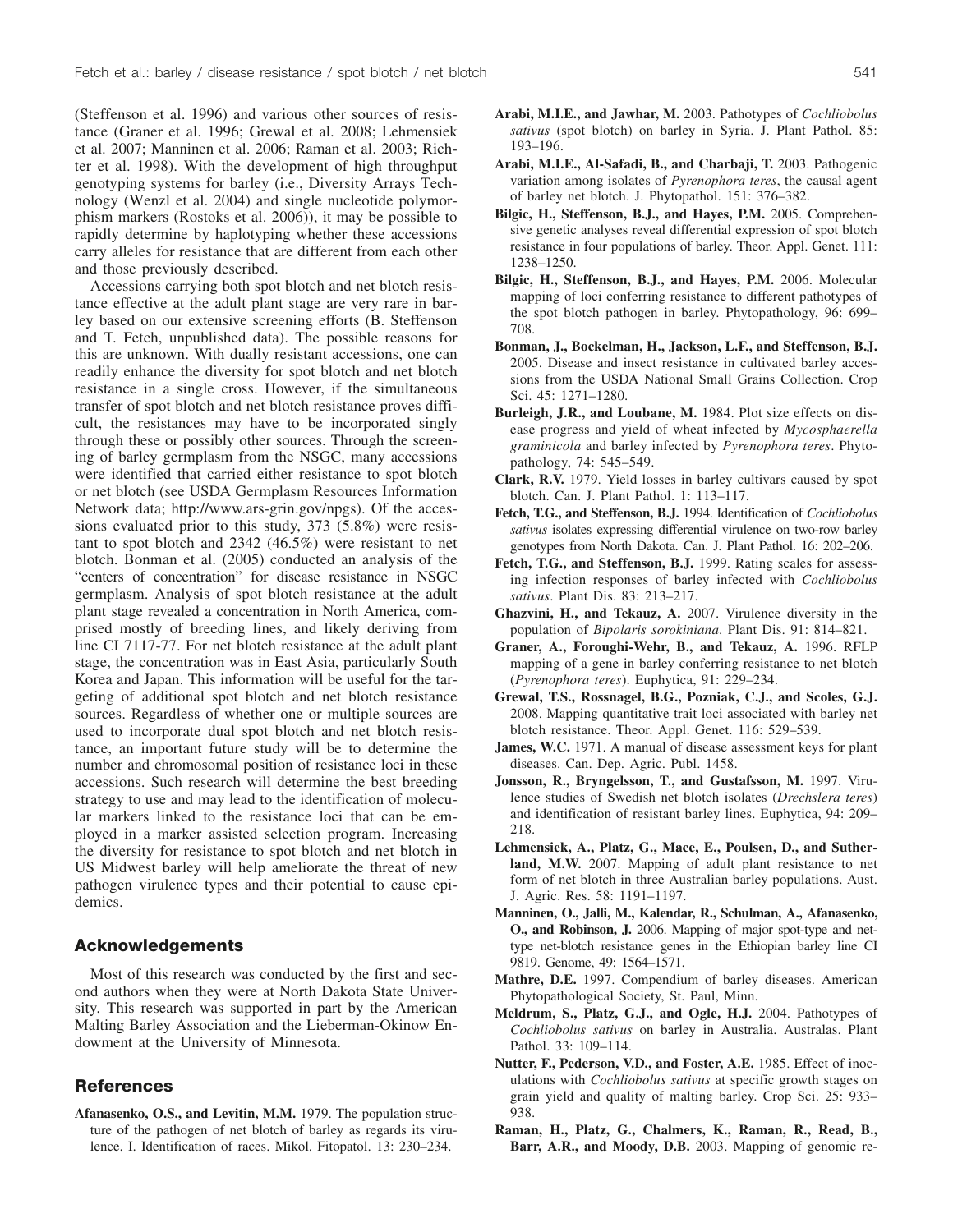(Steffenson et al. 1996) and various other sources of resistance (Graner et al. 1996; Grewal et al. 2008; Lehmensiek et al. 2007; Manninen et al. 2006; Raman et al. 2003; Richter et al. 1998). With the development of high throughput genotyping systems for barley (i.e., Diversity Arrays Technology (Wenzl et al. 2004) and single nucleotide polymorphism markers (Rostoks et al. 2006)), it may be possible to rapidly determine by haplotyping whether these accessions carry alleles for resistance that are different from each other and those previously described.

Accessions carrying both spot blotch and net blotch resistance effective at the adult plant stage are very rare in barley based on our extensive screening efforts (B. Steffenson and T. Fetch, unpublished data). The possible reasons for this are unknown. With dually resistant accessions, one can readily enhance the diversity for spot blotch and net blotch resistance in a single cross. However, if the simultaneous transfer of spot blotch and net blotch resistance proves difficult, the resistances may have to be incorporated singly through these or possibly other sources. Through the screening of barley germplasm from the NSGC, many accessions were identified that carried either resistance to spot blotch or net blotch (see USDA Germplasm Resources Information Network data; http://www.ars-grin.gov/npgs). Of the accessions evaluated prior to this study, 373 (5.8%) were resistant to spot blotch and 2342 (46.5%) were resistant to net blotch. Bonman et al. (2005) conducted an analysis of the "centers of concentration" for disease resistance in NSGC germplasm. Analysis of spot blotch resistance at the adult plant stage revealed a concentration in North America, comprised mostly of breeding lines, and likely deriving from line CI 7117-77. For net blotch resistance at the adult plant stage, the concentration was in East Asia, particularly South Korea and Japan. This information will be useful for the targeting of additional spot blotch and net blotch resistance sources. Regardless of whether one or multiple sources are used to incorporate dual spot blotch and net blotch resistance, an important future study will be to determine the number and chromosomal position of resistance loci in these accessions. Such research will determine the best breeding strategy to use and may lead to the identification of molecular markers linked to the resistance loci that can be employed in a marker assisted selection program. Increasing the diversity for resistance to spot blotch and net blotch in US Midwest barley will help ameliorate the threat of new pathogen virulence types and their potential to cause epidemics.

## Acknowledgements

Most of this research was conducted by the first and second authors when they were at North Dakota State University. This research was supported in part by the American Malting Barley Association and the Lieberman-Okinow Endowment at the University of Minnesota.

## References

**Afanasenko, O.S., and Levitin, M.M.** 1979. The population structure of the pathogen of net blotch of barley as regards its virulence. I. Identification of races. Mikol. Fitopatol. 13: 230–234.

**Arabi, M.I.E., and Jawhar, M.** 2003. Pathotypes of *Cochliobolus sativus* (spot blotch) on barley in Syria. J. Plant Pathol. 85: 193–196.

**Arabi, M.I.E., Al-Safadi, B., and Charbaji, T.** 2003. Pathogenic variation among isolates of *Pyrenophora teres*, the causal agent of barley net blotch. J. Phytopathol. 151: 376–382.

**Bilgic, H., Steffenson, B.J., and Hayes, P.M.** 2005. Comprehensive genetic analyses reveal differential expression of spot blotch resistance in four populations of barley. Theor. Appl. Genet. 111: 1238–1250.

**Bilgic, H., Steffenson, B.J., and Hayes, P.M.** 2006. Molecular mapping of loci conferring resistance to different pathotypes of the spot blotch pathogen in barley. Phytopathology, 96: 699–708.

**Bonman, J., Bockelman, H., Jackson, L.F., and Steffenson, B.J.** 2005. Disease and insect resistance in cultivated barley accessions from the USDA National Small Grains Collection. Crop Sci. 45: 1271–1280.

**Burleigh, J.R., and Loubane, M.** 1984. Plot size effects on disease progress and yield of wheat infected by *Mycosphaerella graminicola* and barley infected by *Pyrenophora teres*. Phytopathology, 74: 545–549.

**Clark, R.V.** 1979. Yield losses in barley cultivars caused by spot blotch. Can. J. Plant Pathol. 1: 113–117.

**Fetch, T.G., and Steffenson, B.J.** 1994. Identification of *Cochliobolus sativus* isolates expressing differential virulence on two-row barley genotypes from North Dakota. Can. J. Plant Pathol. 16: 202–206.

**Fetch, T.G., and Steffenson, B.J.** 1999. Rating scales for assessing infection responses of barley infected with *Cochliobolus sativus*. Plant Dis. 83: 213–217.

**Ghazvini, H., and Tekauz, A.** 2007. Virulence diversity in the population of *Bipolaris sorokiniana*. Plant Dis. 91: 814–821.

**Graner, A., Foroughi-Wehr, B., and Tekauz, A.** 1996. RFLP mapping of a gene in barley conferring resistance to net blotch (*Pyrenophora teres*). Euphytica, 91: 229–234.

**Grewal, T.S., Rossnagel, B.G., Pozniak, C.J., and Scoles, G.J.** 2008. Mapping quantitative trait loci associated with barley net blotch resistance. Theor. Appl. Genet. 116: 529–539.

**James, W.C.** 1971. A manual of disease assessment keys for plant diseases. Can. Dep. Agric. Publ. 1458.

**Jonsson, R., Bryngelsson, T., and Gustafsson, M.** 1997. Virulence studies of Swedish net blotch isolates (*Drechslera teres*) and identification of resistant barley lines. Euphytica, 94: 209–218.

**Lehmensiek, A., Platz, G., Mace, E., Poulsen, D., and Sutherland, M.W.** 2007. Mapping of adult plant resistance to net form of net blotch in three Australian barley populations. Aust. J. Agric. Res. 58: 1191–1197.

**Manninen, O., Jalli, M., Kalendar, R., Schulman, A., Afanasenko, O., and Robinson, J.** 2006. Mapping of major spot-type and net-type net-blotch resistance genes in the Ethiopian barley line CI 9819. Genome, 49: 1564–1571.

**Mathre, D.E.** 1997. Compendium of barley diseases. American Phytopathological Society, St. Paul, Minn.

**Meldrum, S., Platz, G.J., and Ogle, H.J.** 2004. Pathotypes of *Cochliobolus sativus* on barley in Australia. Australas. Plant Pathol. 33: 109–114.

**Nutter, F., Pederson, V.D., and Foster, A.E.** 1985. Effect of inoculations with *Cochliobolus sativus* at specific growth stages on grain yield and quality of malting barley. Crop Sci. 25: 933–938.

**Raman, H., Platz, G., Chalmers, K., Raman, R., Read, B., Barr, A.R., and Moody, D.B.** 2003. Mapping of genomic re-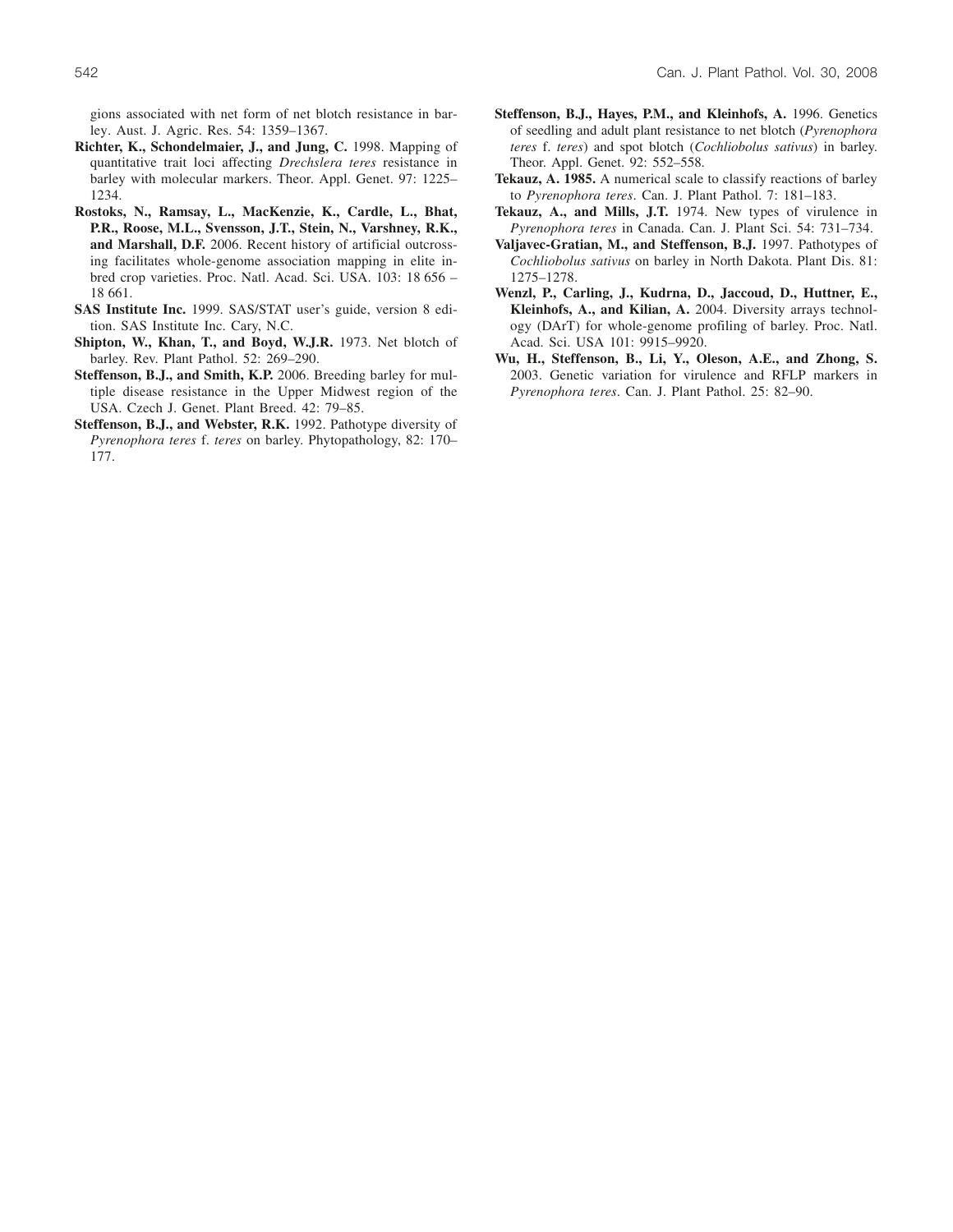gions associated with net form of net blotch resistance in barley. Aust. J. Agric. Res. 54: 1359–1367.

**Richter, K., Schondelmaier, J., and Jung, C.** 1998. Mapping of quantitative trait loci affecting *Drechslera teres* resistance in barley with molecular markers. Theor. Appl. Genet. 97: 1225–1234.

**Rostoks, N., Ramsay, L., MacKenzie, K., Cardle, L., Bhat, P.R., Roose, M.L., Svensson, J.T., Stein, N., Varshney, R.K., and Marshall, D.F.** 2006. Recent history of artificial outcrossing facilitates whole-genome association mapping in elite inbred crop varieties. Proc. Natl. Acad. Sci. USA. 103: 18 656 – 18 661.

**SAS Institute Inc.** 1999. SAS/STAT user's guide, version 8 edition. SAS Institute Inc. Cary, N.C.

**Shipton, W., Khan, T., and Boyd, W.J.R.** 1973. Net blotch of barley. Rev. Plant Pathol. 52: 269–290.

**Steffenson, B.J., and Smith, K.P.** 2006. Breeding barley for multiple disease resistance in the Upper Midwest region of the USA. Czech J. Genet. Plant Breed. 42: 79–85.

**Steffenson, B.J., and Webster, R.K.** 1992. Pathotype diversity of *Pyrenophora teres* f. *teres* on barley. Phytopathology, 82: 170–177.

**Steffenson, B.J., Hayes, P.M., and Kleinhofs, A.** 1996. Genetics of seedling and adult plant resistance to net blotch (*Pyrenophora teres* f. *teres*) and spot blotch (*Cochliobolus sativus*) in barley. Theor. Appl. Genet. 92: 552–558.

**Tekauz, A. 1985.** A numerical scale to classify reactions of barley to *Pyrenophora teres*. Can. J. Plant Pathol. 7: 181–183.

**Tekauz, A., and Mills, J.T.** 1974. New types of virulence in *Pyrenophora teres* in Canada. Can. J. Plant Sci. 54: 731–734.

**Valjavec-Gratian, M., and Steffenson, B.J.** 1997. Pathotypes of *Cochliobolus sativus* on barley in North Dakota. Plant Dis. 81: 1275–1278.

**Wenzl, P., Carling, J., Kudrna, D., Jaccoud, D., Huttner, E., Kleinhofs, A., and Kilian, A.** 2004. Diversity arrays technology (DArT) for whole-genome profiling of barley. Proc. Natl. Acad. Sci. USA 101: 9915–9920.

**Wu, H., Steffenson, B., Li, Y., Oleson, A.E., and Zhong, S.** 2003. Genetic variation for virulence and RFLP markers in *Pyrenophora teres*. Can. J. Plant Pathol. 25: 82–90.